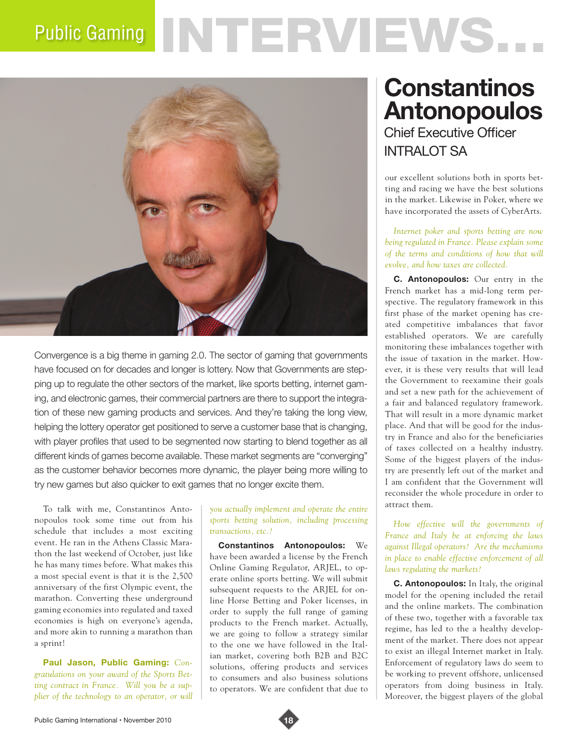# Public Gaming INTERVIEWS...

# Constantinos Antonopoulos

## Chief Executive Officer INTRALOT SA

Convergence is a big theme in gaming 2.0. The sector of gaming that governments have focused on for decades and longer is lottery. Now that Governments are stepping up to regulate the other sectors of the market, like sports betting, internet gaming, and electronic games, their commercial partners are there to support the integration of these new gaming products and services. And they're taking the long view, helping the lottery operator get positioned to serve a customer base that is changing, with player profiles that used to be segmented now starting to blend together as all different kinds of games become available. These market segments are "converging" as the customer behavior becomes more dynamic, the player being more willing to try new games but also quicker to exit games that no longer excite them.

To talk with me, Constantinos Antonopoulos took some time out from his schedule that includes a most exciting event. He ran in the Athens Classic Marathon the last weekend of October, just like he has many times before. What makes this a most special event is that it is the 2,500 anniversary of the first Olympic event, the marathon. Converting these underground gaming economies into regulated and taxed economies is high on everyone's agenda, and more akin to running a marathon than a sprint!

**Paul Jason, Public Gaming:** *Congratulations on your award of the Sports Betting contract in France. Will you be a supplier of the technology to an operator, or will you actually implement and operate the entire sports betting solution, including processing transactions, etc.?*

**Constantinos Antonopoulos:** We have been awarded a license by the French Online Gaming Regulator, ARJEL, to operate online sports betting. We will submit subsequent requests to the ARJEL for online Horse Betting and Poker licenses, in order to supply the full range of gaming products to the French market. Actually, we are going to follow a strategy similar to the one we have followed in the Italian market, covering both B2B and B2C solutions, offering products and services to consumers and also business solutions to operators. We are confident that due to our excellent solutions both in sports betting and racing we have the best solutions in the market. Likewise in Poker, where we have incorporated the assets of CyberArts.

*Internet poker and sports betting are now being regulated in France. Please explain some of the terms and conditions of how that will evolve, and how taxes are collected.*

**C. Antonopoulos:** Our entry in the French market has a mid-long term perspective. The regulatory framework in this first phase of the market opening has created competitive imbalances that favor established operators. We are carefully monitoring these imbalances together with the issue of taxation in the market. However, it is these very results that will lead the Government to reexamine their goals and set a new path for the achievement of a fair and balanced regulatory framework. That will result in a more dynamic market place. And that will be good for the industry in France and also for the beneficiaries of taxes collected on a healthy industry. Some of the biggest players of the industry are presently left out of the market and I am confident that the Government will reconsider the whole procedure in order to attract them.

*How effective will the governments of France and Italy be at enforcing the laws against Illegal operators? Are the mechanisms in place to enable effective enforcement of all laws regulating the markets?*

**C. Antonopoulos:** In Italy, the original model for the opening included the retail and the online markets. The combination of these two, together with a favorable tax regime, has led to the healthy development of the market. There does not appear to exist an illegal Internet market in Italy. Enforcement of regulatory laws do seem to be working to prevent offshore, unlicensed operators from doing business in Italy. Moreover, the biggest players of the global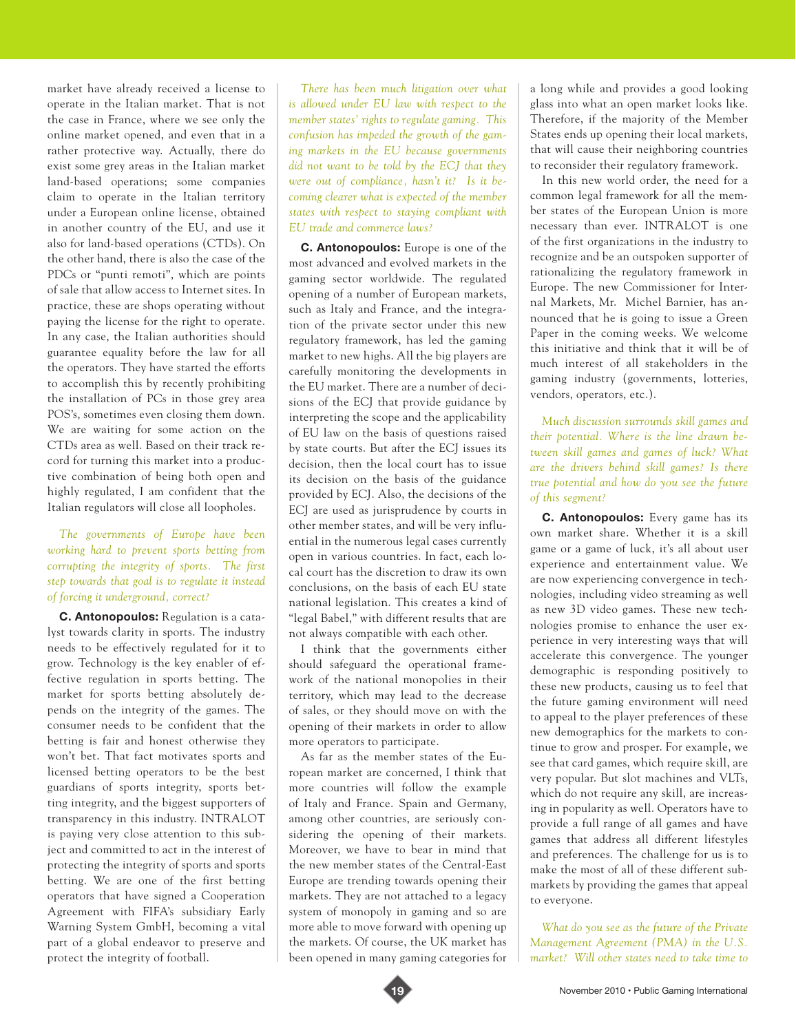market have already received a license to operate in the Italian market. That is not the case in France, where we see only the online market opened, and even that in a rather protective way. Actually, there do exist some grey areas in the Italian market land-based operations; some companies claim to operate in the Italian territory under a European online license, obtained in another country of the EU, and use it also for land-based operations (CTDs). On the other hand, there is also the case of the PDCs or "punti remoti", which are points of sale that allow access to Internet sites. In practice, these are shops operating without paying the license for the right to operate. In any case, the Italian authorities should guarantee equality before the law for all the operators. They have started the efforts to accomplish this by recently prohibiting the installation of PCs in those grey area POS's, sometimes even closing them down. We are waiting for some action on the CTDs area as well. Based on their track record for turning this market into a productive combination of being both open and highly regulated, I am confident that the Italian regulators will close all loopholes.

*The governments of Europe have been working hard to prevent sports betting from corrupting the integrity of sports. The first step towards that goal is to regulate it instead of forcing it underground, correct?*

**C. Antonopoulos:** Regulation is a catalyst towards clarity in sports. The industry needs to be effectively regulated for it to grow. Technology is the key enabler of effective regulation in sports betting. The market for sports betting absolutely depends on the integrity of the games. The consumer needs to be confident that the betting is fair and honest otherwise they won't bet. That fact motivates sports and licensed betting operators to be the best guardians of sports integrity, sports betting integrity, and the biggest supporters of transparency in this industry. INTRALOT is paying very close attention to this subject and committed to act in the interest of protecting the integrity of sports and sports betting. We are one of the first betting operators that have signed a Cooperation Agreement with FIFA's subsidiary Early Warning System GmbH, becoming a vital part of a global endeavor to preserve and protect the integrity of football.

*There has been much litigation over what is allowed under EU law with respect to the member states' rights to regulate gaming. This confusion has impeded the growth of the gaming markets in the EU because governments did not want to be told by the ECJ that they were out of compliance, hasn't it? Is it becoming clearer what is expected of the member states with respect to staying compliant with EU trade and commerce laws?*

**C. Antonopoulos:** Europe is one of the most advanced and evolved markets in the gaming sector worldwide. The regulated opening of a number of European markets, such as Italy and France, and the integration of the private sector under this new regulatory framework, has led the gaming market to new highs. All the big players are carefully monitoring the developments in the EU market. There are a number of decisions of the ECJ that provide guidance by interpreting the scope and the applicability of EU law on the basis of questions raised by state courts. But after the ECJ issues its decision, then the local court has to issue its decision on the basis of the guidance provided by ECJ. Also, the decisions of the ECJ are used as jurisprudence by courts in other member states, and will be very influential in the numerous legal cases currently open in various countries. In fact, each local court has the discretion to draw its own conclusions, on the basis of each EU state national legislation. This creates a kind of "legal Babel," with different results that are not always compatible with each other.

I think that the governments either should safeguard the operational framework of the national monopolies in their territory, which may lead to the decrease of sales, or they should move on with the opening of their markets in order to allow more operators to participate.

As far as the member states of the European market are concerned, I think that more countries will follow the example of Italy and France. Spain and Germany, among other countries, are seriously considering the opening of their markets. Moreover, we have to bear in mind that the new member states of the Central-East Europe are trending towards opening their markets. They are not attached to a legacy system of monopoly in gaming and so are more able to move forward with opening up the markets. Of course, the UK market has been opened in many gaming categories for a long while and provides a good looking glass into what an open market looks like. Therefore, if the majority of the Member States ends up opening their local markets, that will cause their neighboring countries to reconsider their regulatory framework.

In this new world order, the need for a common legal framework for all the member states of the European Union is more necessary than ever. INTRALOT is one of the first organizations in the industry to recognize and be an outspoken supporter of rationalizing the regulatory framework in Europe. The new Commissioner for Internal Markets, Mr. Michel Barnier, has announced that he is going to issue a Green Paper in the coming weeks. We welcome this initiative and think that it will be of much interest of all stakeholders in the gaming industry (governments, lotteries, vendors, operators, etc.).

*Much discussion surrounds skill games and their potential. Where is the line drawn between skill games and games of luck? What are the drivers behind skill games? Is there true potential and how do you see the future of this segment?*

**C. Antonopoulos:** Every game has its own market share. Whether it is a skill game or a game of luck, it's all about user experience and entertainment value. We are now experiencing convergence in technologies, including video streaming as well as new 3D video games. These new technologies promise to enhance the user experience in very interesting ways that will accelerate this convergence. The younger demographic is responding positively to these new products, causing us to feel that the future gaming environment will need to appeal to the player preferences of these new demographics for the markets to continue to grow and prosper. For example, we see that card games, which require skill, are very popular. But slot machines and VLTs, which do not require any skill, are increasing in popularity as well. Operators have to provide a full range of all games and have games that address all different lifestyles and preferences. The challenge for us is to make the most of all of these different submarkets by providing the games that appeal to everyone.

*What do you see as the future of the Private Management Agreement (PMA) in the U.S. market? Will other states need to take time to*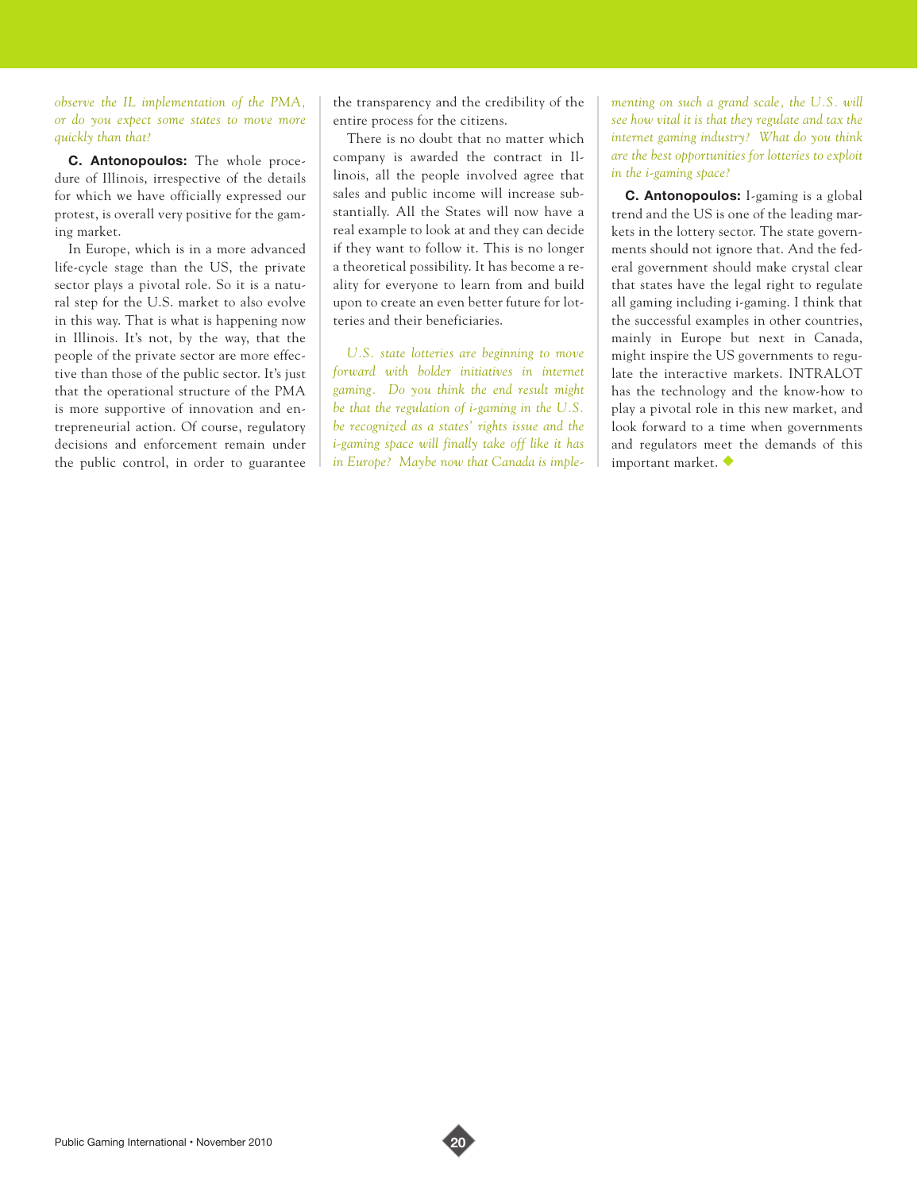*observe the IL implementation of the PMA, or do you expect some states to move more quickly than that?*

**C. Antonopoulos:** The whole procedure of Illinois, irrespective of the details for which we have officially expressed our protest, is overall very positive for the gaming market.

In Europe, which is in a more advanced life-cycle stage than the US, the private sector plays a pivotal role. So it is a natural step for the U.S. market to also evolve in this way. That is what is happening now in Illinois. It's not, by the way, that the people of the private sector are more effective than those of the public sector. It's just that the operational structure of the PMA is more supportive of innovation and entrepreneurial action. Of course, regulatory decisions and enforcement remain under the public control, in order to guarantee the transparency and the credibility of the entire process for the citizens.

There is no doubt that no matter which company is awarded the contract in Illinois, all the people involved agree that sales and public income will increase substantially. All the States will now have a real example to look at and they can decide if they want to follow it. This is no longer a theoretical possibility. It has become a reality for everyone to learn from and build upon to create an even better future for lotteries and their beneficiaries.

*U.S. state lotteries are beginning to move forward with bolder initiatives in internet gaming. Do you think the end result might be that the regulation of i-gaming in the U.S. be recognized as a states' rights issue and the i-gaming space will finally take off like it has in Europe? Maybe now that Canada is implementing on such a grand scale, the U.S. will see how vital it is that they regulate and tax the internet gaming industry? What do you think are the best opportunities for lotteries to exploit in the i-gaming space?*

**C. Antonopoulos:** I-gaming is a global trend and the US is one of the leading markets in the lottery sector. The state governments should not ignore that. And the federal government should make crystal clear that states have the legal right to regulate all gaming including i-gaming. I think that the successful examples in other countries, mainly in Europe but next in Canada, might inspire the US governments to regulate the interactive markets. INTRALOT has the technology and the know-how to play a pivotal role in this new market, and look forward to a time when governments and regulators meet the demands of this important market. ◆